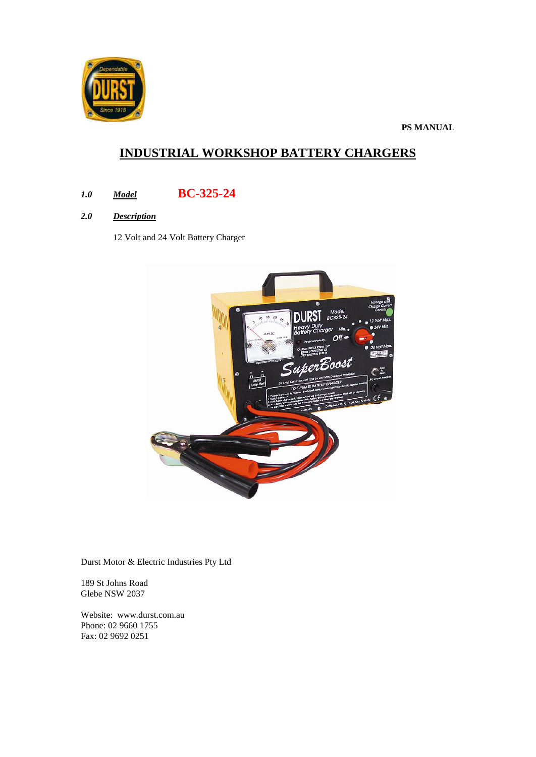**PS MANUAL**

# INDUSTRIAL WORKSHOP BATTERY CHARGERS

***1.0*** ***Model*** **BC-325-24**

***2.0*** ***Description***

12 Volt and 24 Volt Battery Charger

Durst Motor & Electric Industries Pty Ltd

189 St Johns Road
Glebe NSW 2037

Website: www.durst.com.au
Phone: 02 9660 1755
Fax: 02 9692 0251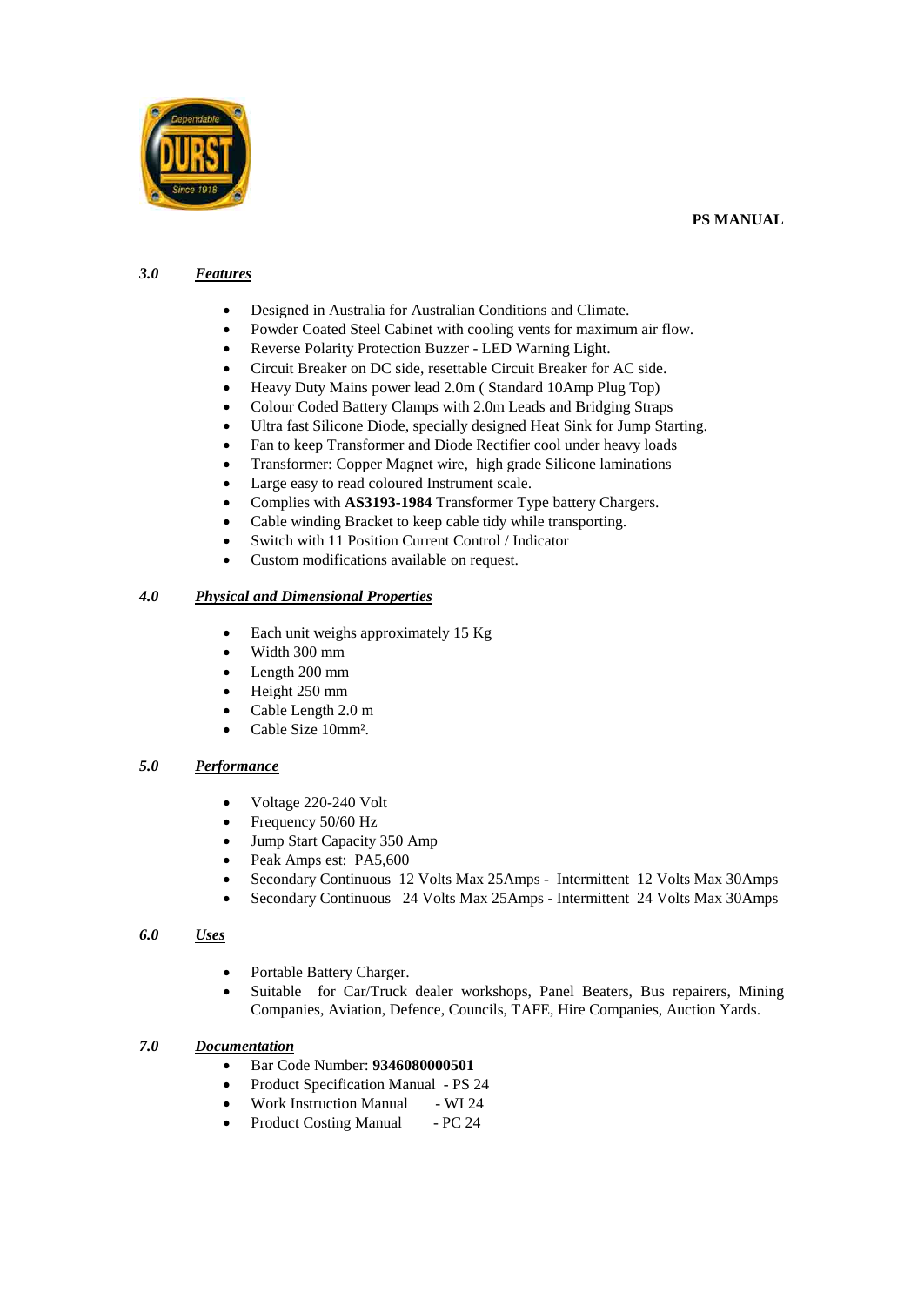**PS MANUAL**

### *3.0 Features*

- Designed in Australia for Australian Conditions and Climate.
- Powder Coated Steel Cabinet with cooling vents for maximum air flow.
- Reverse Polarity Protection Buzzer - LED Warning Light.
- Circuit Breaker on DC side, resettable Circuit Breaker for AC side.
- Heavy Duty Mains power lead 2.0m ( Standard 10Amp Plug Top)
- Colour Coded Battery Clamps with 2.0m Leads and Bridging Straps
- Ultra fast Silicone Diode, specially designed Heat Sink for Jump Starting.
- Fan to keep Transformer and Diode Rectifier cool under heavy loads
- Transformer: Copper Magnet wire, high grade Silicone laminations
- Large easy to read coloured Instrument scale.
- Complies with **AS3193-1984** Transformer Type battery Chargers.
- Cable winding Bracket to keep cable tidy while transporting.
- Switch with 11 Position Current Control / Indicator
- Custom modifications available on request.

### *4.0 Physical and Dimensional Properties*

- Each unit weighs approximately 15 Kg
- Width 300 mm
- Length 200 mm
- Height 250 mm
- Cable Length 2.0 m
- Cable Size 10mm².

### *5.0 Performance*

- Voltage 220-240 Volt
- Frequency 50/60 Hz
- Jump Start Capacity 350 Amp
- Peak Amps est: PA5,600
- Secondary Continuous 12 Volts Max 25Amps - Intermittent 12 Volts Max 30Amps
- Secondary Continuous 24 Volts Max 25Amps - Intermittent 24 Volts Max 30Amps

### *6.0 Uses*

- Portable Battery Charger.
- Suitable for Car/Truck dealer workshops, Panel Beaters, Bus repairers, Mining Companies, Aviation, Defence, Councils, TAFE, Hire Companies, Auction Yards.

### *7.0 Documentation*

- Bar Code Number: **9346080000501**
- Product Specification Manual - PS 24
- Work Instruction Manual - WI 24
- Product Costing Manual - PC 24